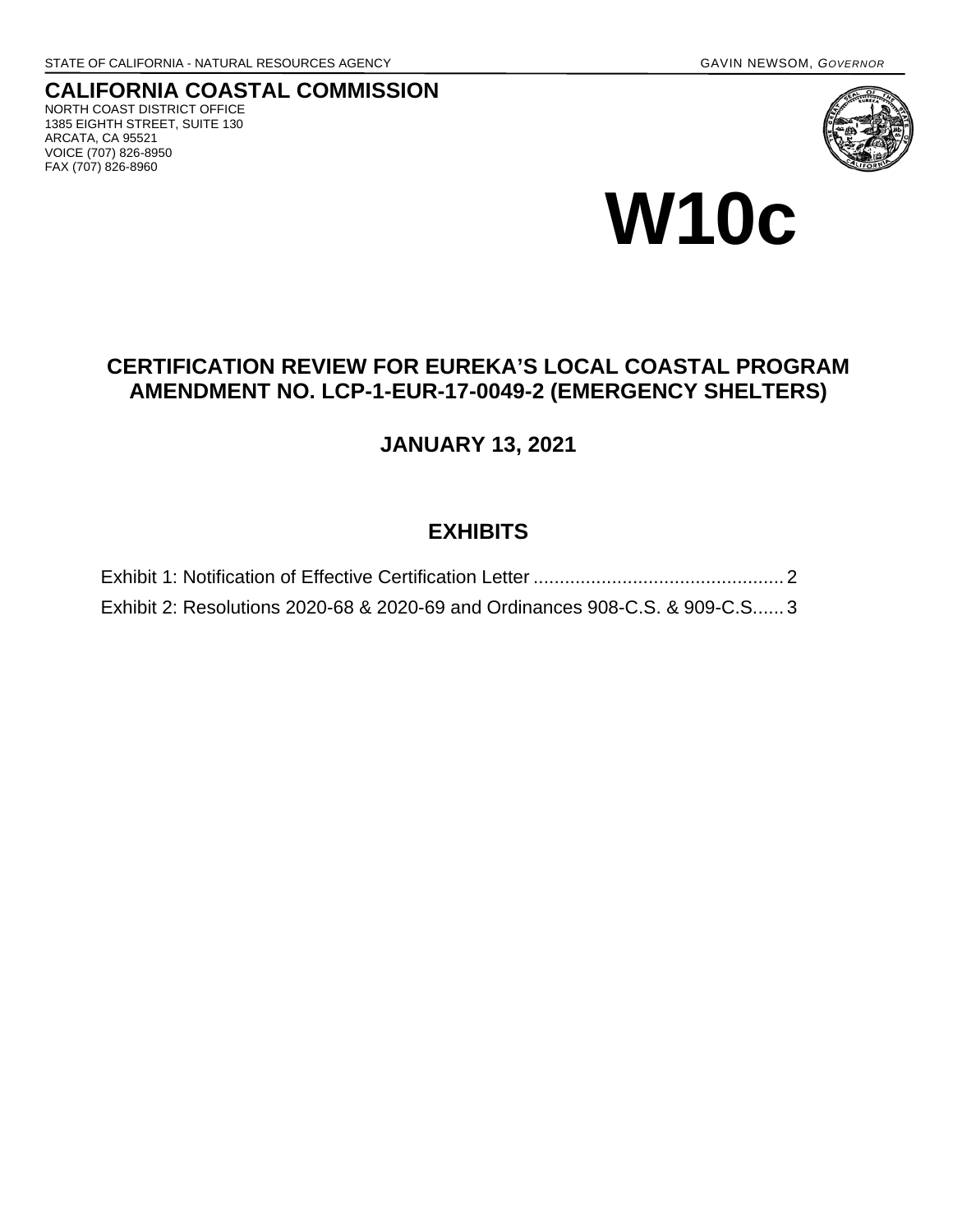STATE OF CALIFORNIA - NATURAL RESOURCES AGENCY GAVIN NEWSOM, *GOVERNOR*

**CALIFORNIA COASTAL COMMISSION**
NORTH COAST DISTRICT OFFICE
1385 EIGHTH STREET, SUITE 130
ARCATA, CA 95521
VOICE (707) 826-8950
FAX (707) 826-8960

# W10c

## CERTIFICATION REVIEW FOR EUREKA'S LOCAL COASTAL PROGRAM AMENDMENT NO. LCP-1-EUR-17-0049-2 (EMERGENCY SHELTERS)

## JANUARY 13, 2021

## EXHIBITS

Exhibit 1: Notification of Effective Certification Letter ................................................ 2
Exhibit 2: Resolutions 2020-68 & 2020-69 and Ordinances 908-C.S. & 909-C.S...... 3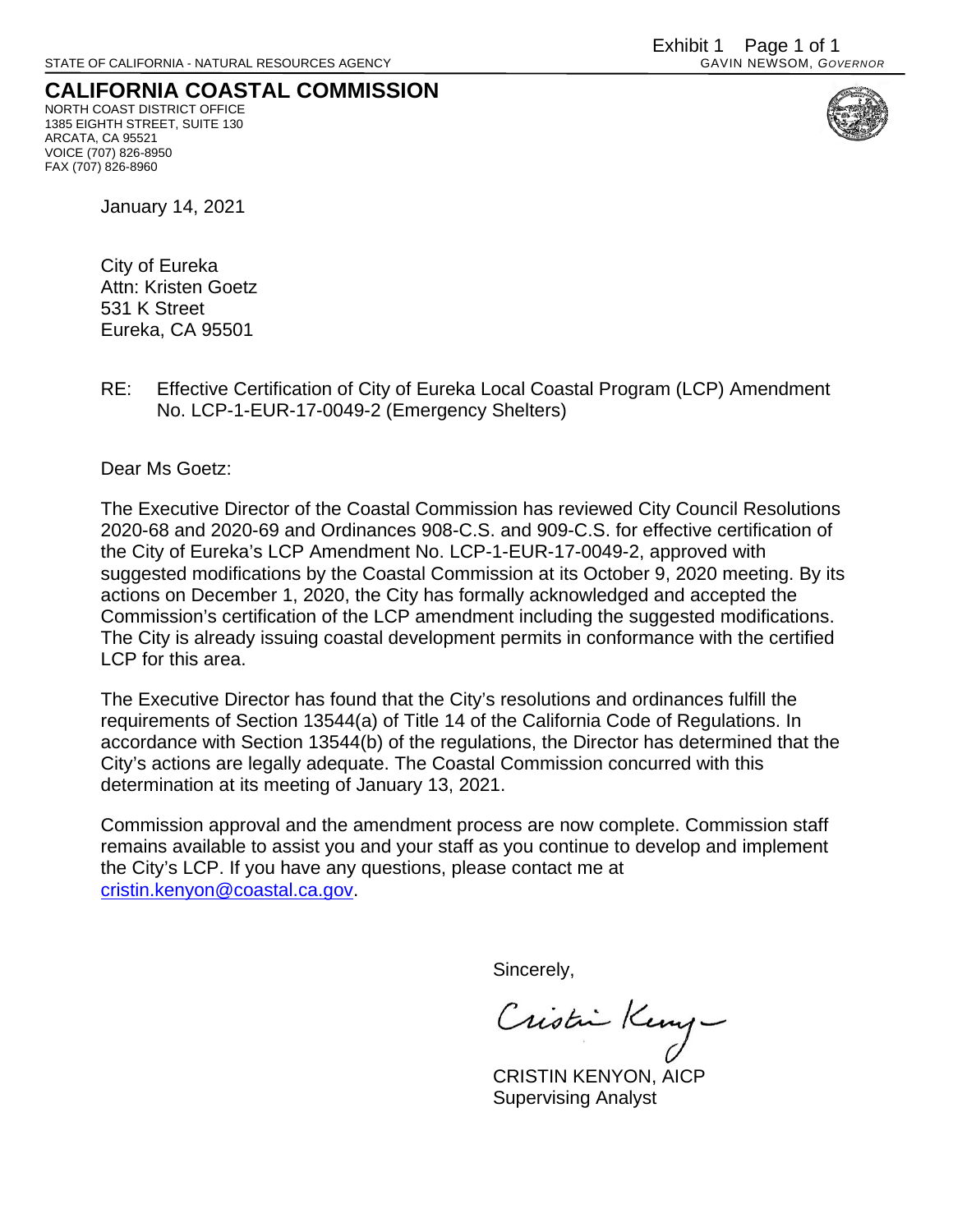Exhibit 1 Page 1 of 1

STATE OF CALIFORNIA - NATURAL RESOURCES AGENCY

GAVIN NEWSOM, *GOVERNOR*

**CALIFORNIA COASTAL COMMISSION**

NORTH COAST DISTRICT OFFICE
1385 EIGHTH STREET, SUITE 130
ARCATA, CA 95521
VOICE (707) 826-8950
FAX (707) 826-8960

January 14, 2021

City of Eureka
Attn: Kristen Goetz
531 K Street
Eureka, CA 95501

RE: Effective Certification of City of Eureka Local Coastal Program (LCP) Amendment No. LCP-1-EUR-17-0049-2 (Emergency Shelters)

Dear Ms Goetz:

The Executive Director of the Coastal Commission has reviewed City Council Resolutions 2020-68 and 2020-69 and Ordinances 908-C.S. and 909-C.S. for effective certification of the City of Eureka's LCP Amendment No. LCP-1-EUR-17-0049-2, approved with suggested modifications by the Coastal Commission at its October 9, 2020 meeting. By its actions on December 1, 2020, the City has formally acknowledged and accepted the Commission's certification of the LCP amendment including the suggested modifications. The City is already issuing coastal development permits in conformance with the certified LCP for this area.

The Executive Director has found that the City's resolutions and ordinances fulfill the requirements of Section 13544(a) of Title 14 of the California Code of Regulations. In accordance with Section 13544(b) of the regulations, the Director has determined that the City's actions are legally adequate. The Coastal Commission concurred with this determination at its meeting of January 13, 2021.

Commission approval and the amendment process are now complete. Commission staff remains available to assist you and your staff as you continue to develop and implement the City's LCP. If you have any questions, please contact me at cristin.kenyon@coastal.ca.gov.

Sincerely,

Cristin Kenyon

CRISTIN KENYON, AICP
Supervising Analyst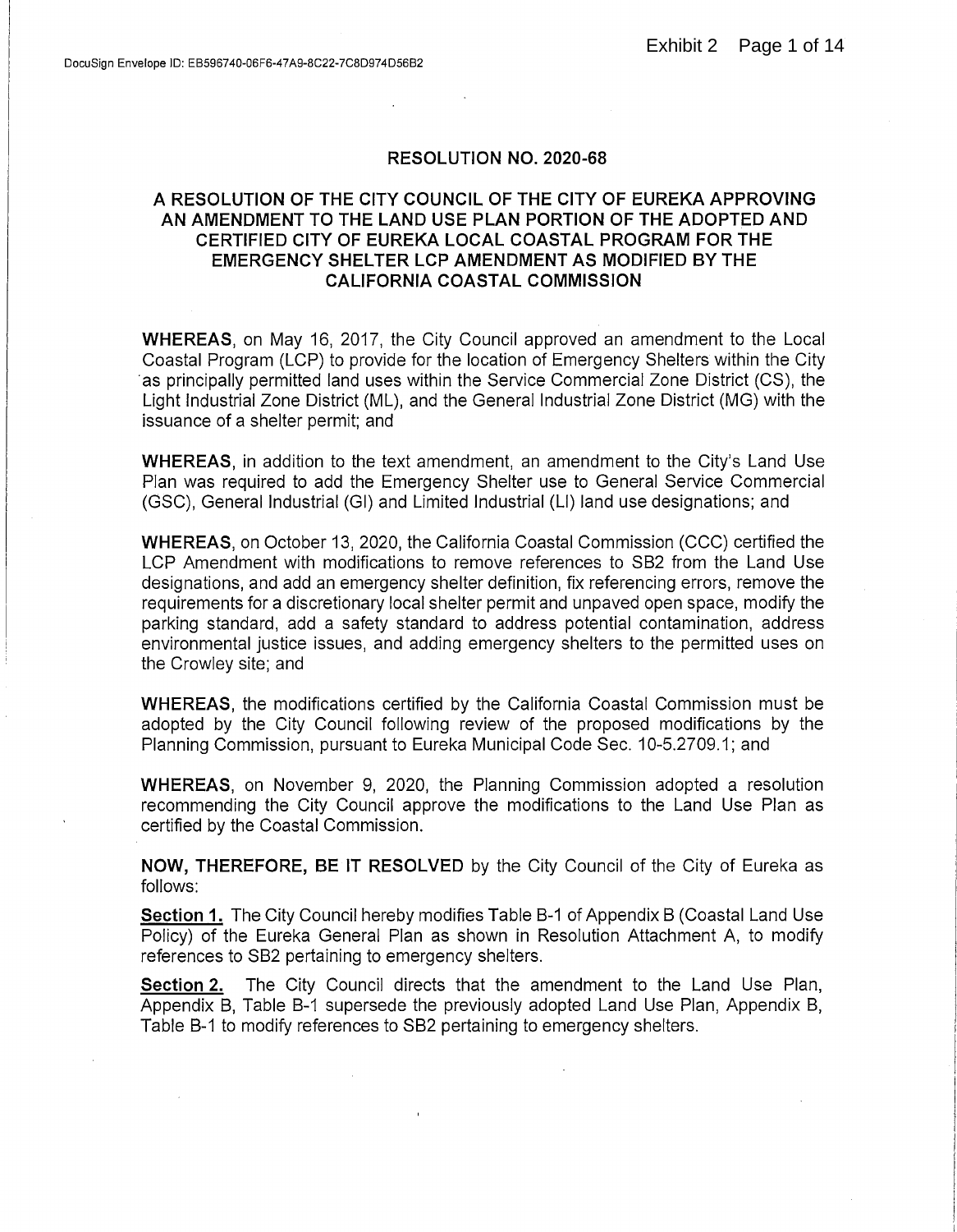## RESOLUTION NO. 2020-68

## A RESOLUTION OF THE CITY COUNCIL OF THE CITY OF EUREKA APPROVING AN AMENDMENT TO THE LAND USE PLAN PORTION OF THE ADOPTED AND CERTIFIED CITY OF EUREKA LOCAL COASTAL PROGRAM FOR THE EMERGENCY SHELTER LCP AMENDMENT AS MODIFIED BY THE CALIFORNIA COASTAL COMMISSION

**WHEREAS**, on May 16, 2017, the City Council approved an amendment to the Local Coastal Program (LCP) to provide for the location of Emergency Shelters within the City as principally permitted land uses within the Service Commercial Zone District (CS), the Light Industrial Zone District (ML), and the General Industrial Zone District (MG) with the issuance of a shelter permit; and

**WHEREAS**, in addition to the text amendment, an amendment to the City's Land Use Plan was required to add the Emergency Shelter use to General Service Commercial (GSC), General Industrial (GI) and Limited Industrial (LI) land use designations; and

**WHEREAS**, on October 13, 2020, the California Coastal Commission (CCC) certified the LCP Amendment with modifications to remove references to SB2 from the Land Use designations, and add an emergency shelter definition, fix referencing errors, remove the requirements for a discretionary local shelter permit and unpaved open space, modify the parking standard, add a safety standard to address potential contamination, address environmental justice issues, and adding emergency shelters to the permitted uses on the Crowley site; and

**WHEREAS**, the modifications certified by the California Coastal Commission must be adopted by the City Council following review of the proposed modifications by the Planning Commission, pursuant to Eureka Municipal Code Sec. 10-5.2709.1; and

**WHEREAS**, on November 9, 2020, the Planning Commission adopted a resolution recommending the City Council approve the modifications to the Land Use Plan as certified by the Coastal Commission.

**NOW, THEREFORE, BE IT RESOLVED** by the City Council of the City of Eureka as follows:

**Section 1.** The City Council hereby modifies Table B-1 of Appendix B (Coastal Land Use Policy) of the Eureka General Plan as shown in Resolution Attachment A, to modify references to SB2 pertaining to emergency shelters.

**Section 2.** The City Council directs that the amendment to the Land Use Plan, Appendix B, Table B-1 supersede the previously adopted Land Use Plan, Appendix B, Table B-1 to modify references to SB2 pertaining to emergency shelters.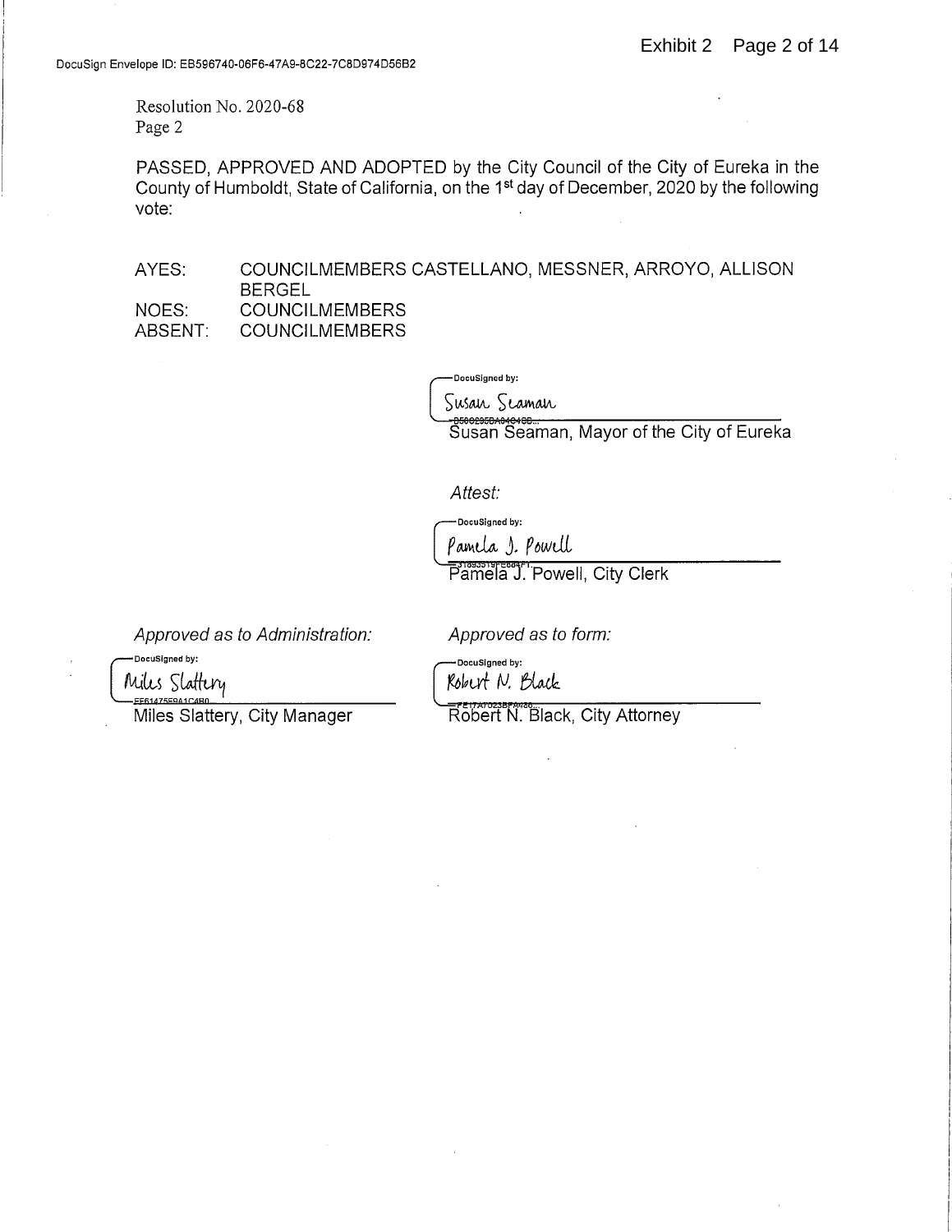Resolution No. 2020-68
Page 2

PASSED, APPROVED AND ADOPTED by the City Council of the City of Eureka in the County of Humboldt, State of California, on the 1st day of December, 2020 by the following vote:

| | |
|---|---|
| AYES: | COUNCILMEMBERS CASTELLANO, MESSNER, ARROYO, ALLISON BERGEL |
| NOES: | COUNCILMEMBERS |
| ABSENT: | COUNCILMEMBERS |

DocuSigned by:
Susan Seaman
B566295BA64648B...
Susan Seaman, Mayor of the City of Eureka

*Attest:*

DocuSigned by:
Pamela J. Powell
31893319FE684F1...
Pamela J. Powell, City Clerk

*Approved as to Administration:*

DocuSigned by:
Miles Slattery
EF61475E9A1C4B0...
Miles Slattery, City Manager

*Approved as to form:*

DocuSigned by:
Robert N. Black
FE17A7023BFA480...
Robert N. Black, City Attorney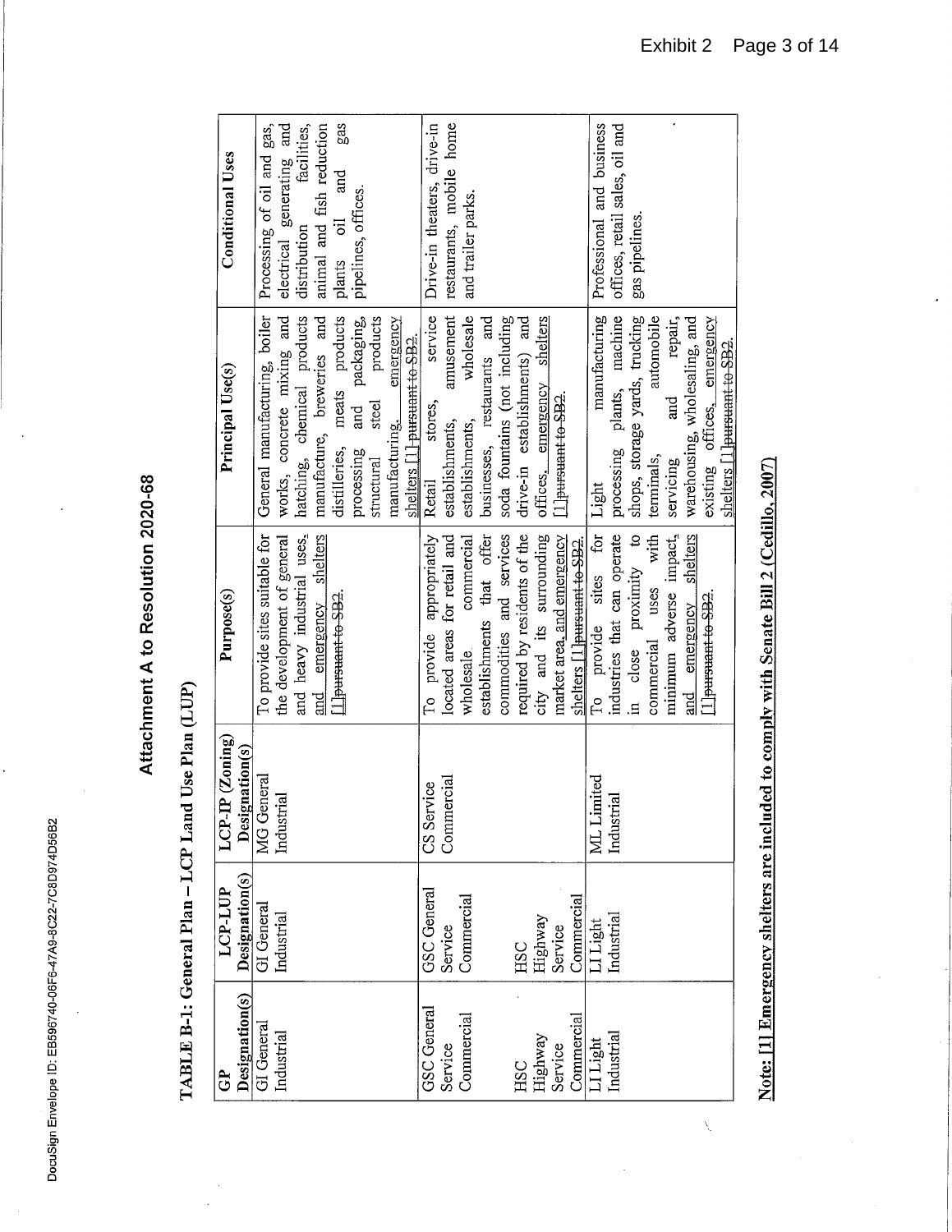# Attachment A to Resolution 2020-68

## TABLE B-1: General Plan – LCP Land Use Plan (LUP)

| GP Designation(s) | LCP-LUP Designation(s) | LCP-IP (Zoning) Designation(s) | Purpose(s) | Principal Use(s) | Conditional Uses |
|---|---|---|---|---|---|
| GI General Industrial | GI General Industrial | MG General Industrial | To provide sites suitable for the development of general and heavy industrial uses, and emergency shelters [1] ~~pursuant to SB2~~. | General manufacturing, boiler works, concrete mixing and hatching, chemical products manufacture, breweries and distilleries, meats products processing and packaging, structural steel products manufacturing, emergency shelters [1] ~~pursuant to SB2~~. | Processing of oil and gas, electrical generating and distribution facilities, animal and fish reduction plants oil and gas pipelines, offices. |
| GSC General Service Commercial<br><br>HSC Highway Service Commercial | GSC General Service Commercial<br><br>HSC Highway Service Commercial | CS Service Commercial | To provide appropriately located areas for retail and wholesale commercial establishments that offer commodities and services required by residents of the city and its surrounding market area, and emergency shelters [1] ~~pursuant to SB2~~. | Retail stores, service establishments, amusement establishments, wholesale businesses, restaurants and soda fountains (not including drive-in establishments) and offices, emergency shelters [1] ~~pursuant to SB2~~. | Drive-in theaters, drive-in restaurants, mobile home and trailer parks. |
| LI Light Industrial | LI Light Industrial | ML Limited Industrial | To provide sites for industries that can operate in close proximity to commercial uses with minimum adverse impact, and emergency shelters [1] ~~pursuant to SB2~~. | Light manufacturing processing plants, machine shops, storage yards, trucking terminals, automobile servicing and repair, warehousing, wholesaling, and existing offices, emergency shelters [1] ~~pursuant to SB2~~. | Professional and business offices, retail sales, oil and gas pipelines. |

**Note: [1] Emergency shelters are included to comply with Senate Bill 2 (Cedillo, 2007)**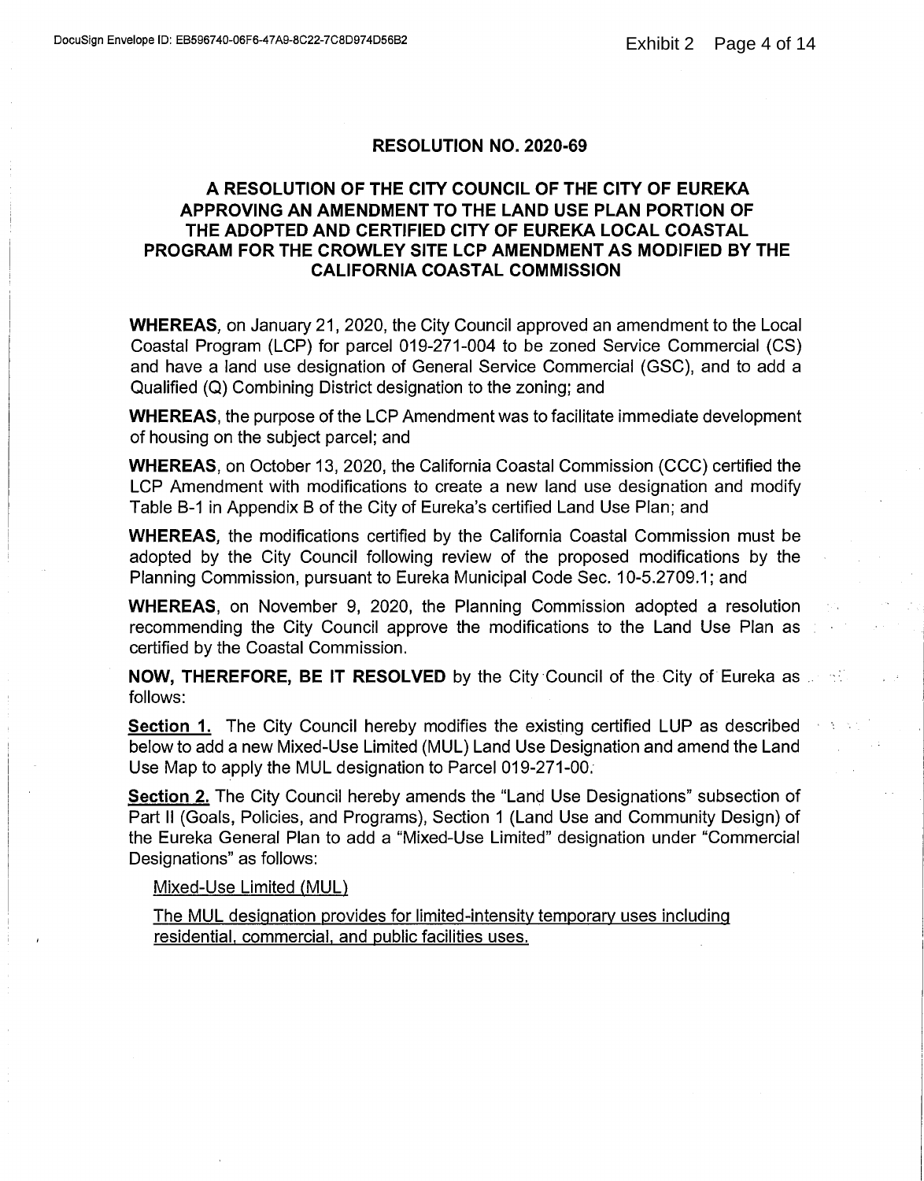## RESOLUTION NO. 2020-69

### A RESOLUTION OF THE CITY COUNCIL OF THE CITY OF EUREKA APPROVING AN AMENDMENT TO THE LAND USE PLAN PORTION OF THE ADOPTED AND CERTIFIED CITY OF EUREKA LOCAL COASTAL PROGRAM FOR THE CROWLEY SITE LCP AMENDMENT AS MODIFIED BY THE CALIFORNIA COASTAL COMMISSION

**WHEREAS**, on January 21, 2020, the City Council approved an amendment to the Local Coastal Program (LCP) for parcel 019-271-004 to be zoned Service Commercial (CS) and have a land use designation of General Service Commercial (GSC), and to add a Qualified (Q) Combining District designation to the zoning; and

**WHEREAS**, the purpose of the LCP Amendment was to facilitate immediate development of housing on the subject parcel; and

**WHEREAS**, on October 13, 2020, the California Coastal Commission (CCC) certified the LCP Amendment with modifications to create a new land use designation and modify Table B-1 in Appendix B of the City of Eureka's certified Land Use Plan; and

**WHEREAS**, the modifications certified by the California Coastal Commission must be adopted by the City Council following review of the proposed modifications by the Planning Commission, pursuant to Eureka Municipal Code Sec. 10-5.2709.1; and

**WHEREAS**, on November 9, 2020, the Planning Commission adopted a resolution recommending the City Council approve the modifications to the Land Use Plan as certified by the Coastal Commission.

**NOW, THEREFORE, BE IT RESOLVED** by the City Council of the City of Eureka as follows:

**Section 1.** The City Council hereby modifies the existing certified LUP as described below to add a new Mixed-Use Limited (MUL) Land Use Designation and amend the Land Use Map to apply the MUL designation to Parcel 019-271-00.

**Section 2.** The City Council hereby amends the "Land Use Designations" subsection of Part II (Goals, Policies, and Programs), Section 1 (Land Use and Community Design) of the Eureka General Plan to add a "Mixed-Use Limited" designation under "Commercial Designations" as follows:

<u>Mixed-Use Limited (MUL)</u>

<u>The MUL designation provides for limited-intensity temporary uses including residential, commercial, and public facilities uses.</u>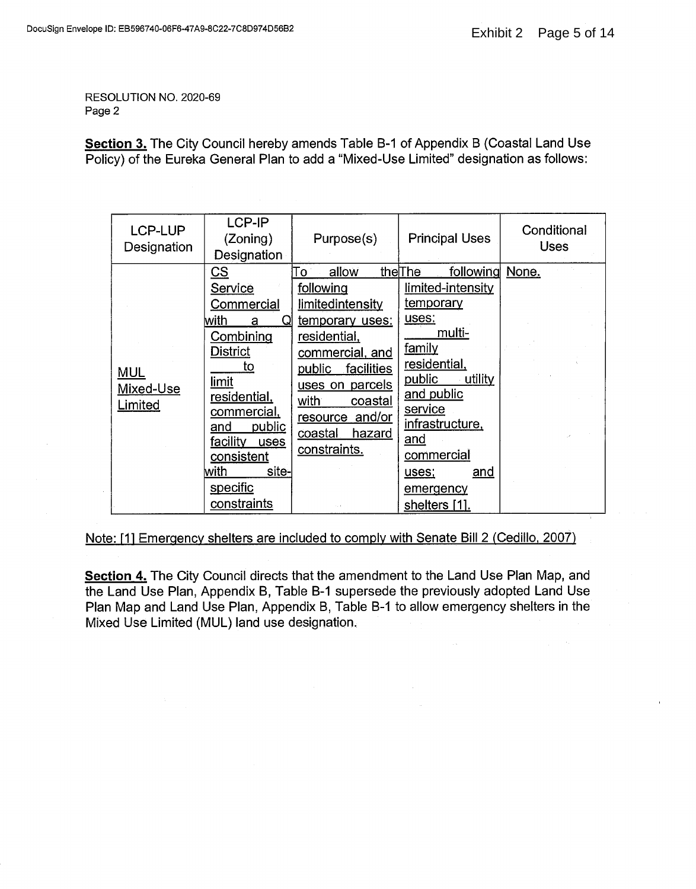RESOLUTION NO. 2020-69
Page 2

**Section 3.** The City Council hereby amends Table B-1 of Appendix B (Coastal Land Use Policy) of the Eureka General Plan to add a "Mixed-Use Limited" designation as follows:

| LCP-LUP Designation | LCP-IP (Zoning) Designation | Purpose(s) | Principal Uses | Conditional Uses |
|---|---|---|---|---|
| MUL Mixed-Use Limited | CS Service Commercial with a Q Combining District to limit residential, commercial, and public facility uses consistent with site-specific constraints | To allow the following limitedintensity temporary uses: residential, commercial, and public facilities uses on parcels with coastal resource and/or coastal hazard constraints. | The following limited-intensity temporary uses: multi-family residential, public utility and public service infrastructure, and commercial uses; and emergency shelters [1]. | None. |

Note: [1] Emergency shelters are included to comply with Senate Bill 2 (Cedillo, 2007)

**Section 4.** The City Council directs that the amendment to the Land Use Plan Map, and the Land Use Plan, Appendix B, Table B-1 supersede the previously adopted Land Use Plan Map and Land Use Plan, Appendix B, Table B-1 to allow emergency shelters in the Mixed Use Limited (MUL) land use designation.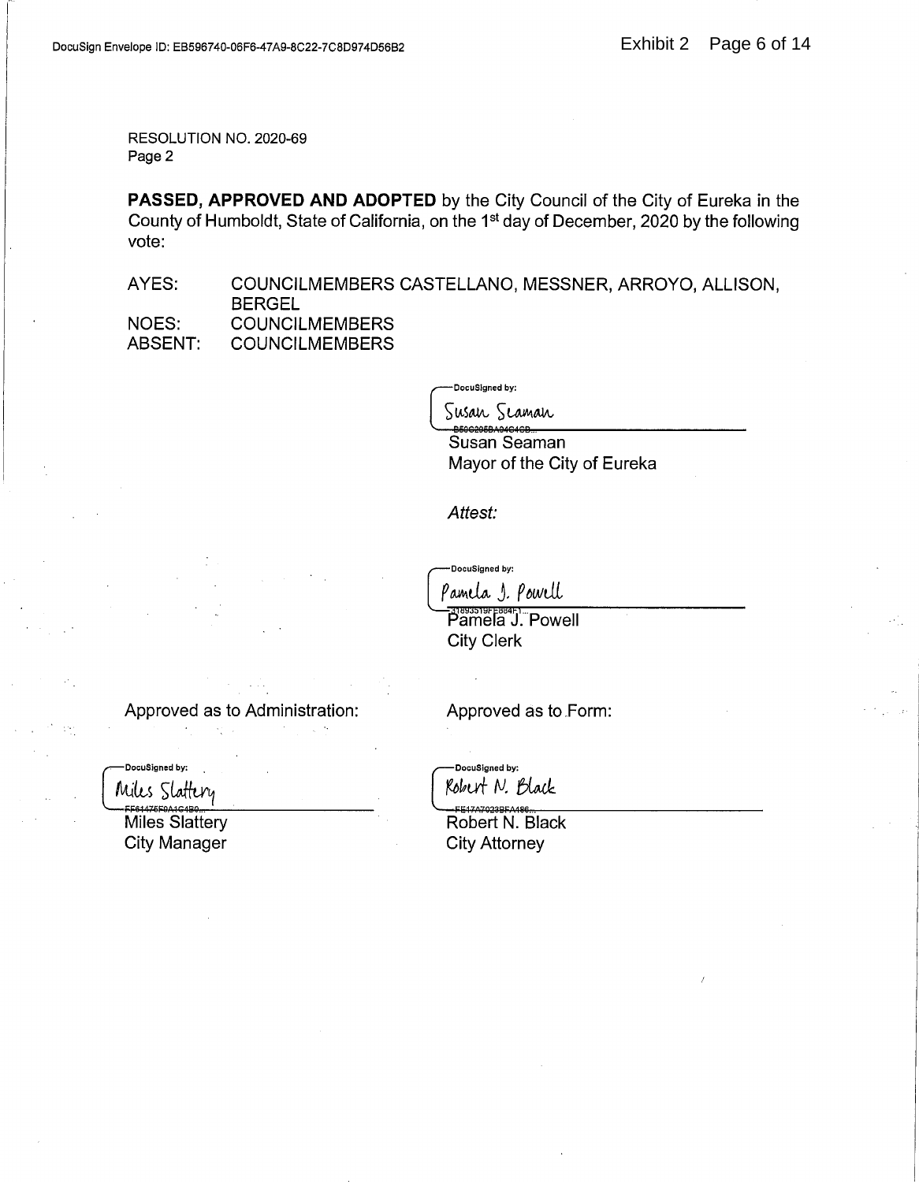RESOLUTION NO. 2020-69
Page 2

**PASSED, APPROVED AND ADOPTED** by the City Council of the City of Eureka in the County of Humboldt, State of California, on the 1st day of December, 2020 by the following vote:

AYES: COUNCILMEMBERS CASTELLANO, MESSNER, ARROYO, ALLISON, BERGEL
NOES: COUNCILMEMBERS
ABSENT: COUNCILMEMBERS

DocuSigned by:
Susan Seaman
B50C295BA04C4CB...
Susan Seaman
Mayor of the City of Eureka

*Attest:*

DocuSigned by:
Pamela J. Powell
31893519FE884F1...
Pamela J. Powell
City Clerk

Approved as to Administration:

DocuSigned by:
Miles Slattery
FF61475F0A1C4B0...
Miles Slattery
City Manager

Approved as to Form:

DocuSigned by:
Robert N. Black
FE17A7023BFA486...
Robert N. Black
City Attorney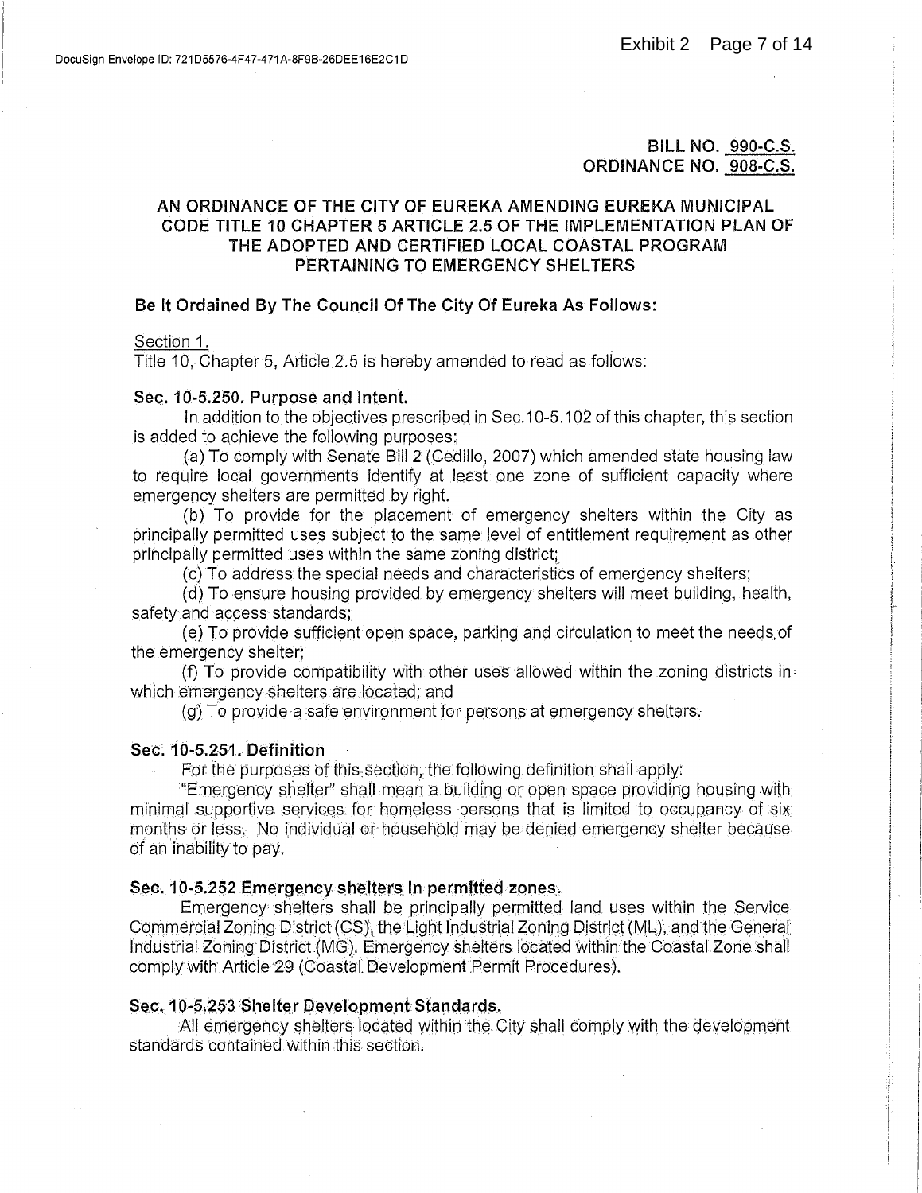**BILL NO. 990-C.S.**
**ORDINANCE NO. 908-C.S.**

## AN ORDINANCE OF THE CITY OF EUREKA AMENDING EUREKA MUNICIPAL CODE TITLE 10 CHAPTER 5 ARTICLE 2.5 OF THE IMPLEMENTATION PLAN OF THE ADOPTED AND CERTIFIED LOCAL COASTAL PROGRAM PERTAINING TO EMERGENCY SHELTERS

**Be It Ordained By The Council Of The City Of Eureka As Follows:**

Section 1.
Title 10, Chapter 5, Article 2.5 is hereby amended to read as follows:

**Sec. 10-5.250. Purpose and Intent.**

In addition to the objectives prescribed in Sec.10-5.102 of this chapter, this section is added to achieve the following purposes:

(a) To comply with Senate Bill 2 (Cedillo, 2007) which amended state housing law to require local governments identify at least one zone of sufficient capacity where emergency shelters are permitted by right.

(b) To provide for the placement of emergency shelters within the City as principally permitted uses subject to the same level of entitlement requirement as other principally permitted uses within the same zoning district;

(c) To address the special needs and characteristics of emergency shelters;

(d) To ensure housing provided by emergency shelters will meet building, health, safety and access standards;

(e) To provide sufficient open space, parking and circulation to meet the needs of the emergency shelter;

(f) To provide compatibility with other uses allowed within the zoning districts in which emergency shelters are located; and

(g) To provide a safe environment for persons at emergency shelters.

**Sec. 10-5.251. Definition**

For the purposes of this section, the following definition shall apply:

"Emergency shelter" shall mean a building or open space providing housing with minimal supportive services for homeless persons that is limited to occupancy of six months or less. No individual or household may be denied emergency shelter because of an inability to pay.

**Sec. 10-5.252 Emergency shelters in permitted zones.**

Emergency shelters shall be principally permitted land uses within the Service Commercial Zoning District (CS), the Light Industrial Zoning District (ML), and the General Industrial Zoning District (MG). Emergency shelters located within the Coastal Zone shall comply with Article 29 (Coastal Development Permit Procedures).

**Sec. 10-5.253 Shelter Development Standards.**

All emergency shelters located within the City shall comply with the development standards contained within this section.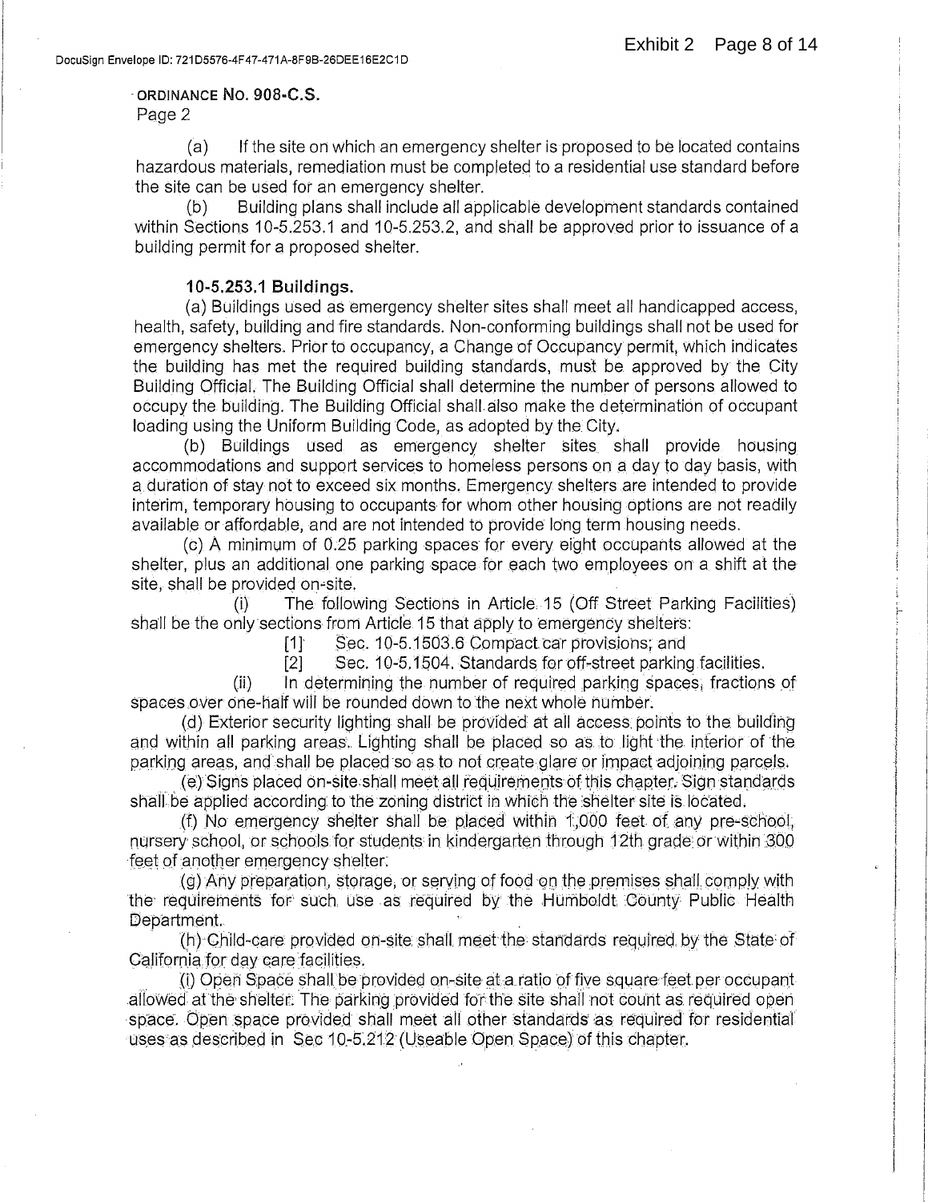ORDINANCE NO. 908-C.S.
Page 2

(a) If the site on which an emergency shelter is proposed to be located contains hazardous materials, remediation must be completed to a residential use standard before the site can be used for an emergency shelter.

(b) Building plans shall include all applicable development standards contained within Sections 10-5.253.1 and 10-5.253.2, and shall be approved prior to issuance of a building permit for a proposed shelter.

**10-5.253.1 Buildings.**

(a) Buildings used as emergency shelter sites shall meet all handicapped access, health, safety, building and fire standards. Non-conforming buildings shall not be used for emergency shelters. Prior to occupancy, a Change of Occupancy permit, which indicates the building has met the required building standards, must be approved by the City Building Official. The Building Official shall determine the number of persons allowed to occupy the building. The Building Official shall also make the determination of occupant loading using the Uniform Building Code, as adopted by the City.

(b) Buildings used as emergency shelter sites shall provide housing accommodations and support services to homeless persons on a day to day basis, with a duration of stay not to exceed six months. Emergency shelters are intended to provide interim, temporary housing to occupants for whom other housing options are not readily available or affordable, and are not intended to provide long term housing needs.

(c) A minimum of 0.25 parking spaces for every eight occupants allowed at the shelter, plus an additional one parking space for each two employees on a shift at the site, shall be provided on-site.

(i) The following Sections in Article 15 (Off Street Parking Facilities) shall be the only sections from Article 15 that apply to emergency shelters:

[1] Sec. 10-5.1503.6 Compact car provisions; and

[2] Sec. 10-5.1504. Standards for off-street parking facilities.

(ii) In determining the number of required parking spaces, fractions of spaces over one-half will be rounded down to the next whole number.

(d) Exterior security lighting shall be provided at all access points to the building and within all parking areas. Lighting shall be placed so as to light the interior of the parking areas, and shall be placed so as to not create glare or impact adjoining parcels.

(e) Signs placed on-site shall meet all requirements of this chapter. Sign standards shall be applied according to the zoning district in which the shelter site is located.

(f) No emergency shelter shall be placed within 1,000 feet of any pre-school, nursery school, or schools for students in kindergarten through 12th grade or within 300 feet of another emergency shelter.

(g) Any preparation, storage, or serving of food on the premises shall comply with the requirements for such use as required by the Humboldt County Public Health Department.

(h) Child-care provided on-site shall meet the standards required by the State of California for day care facilities.

(i) Open Space shall be provided on-site at a ratio of five square feet per occupant allowed at the shelter. The parking provided for the site shall not count as required open space. Open space provided shall meet all other standards as required for residential uses as described in Sec 10-5.212 (Useable Open Space) of this chapter.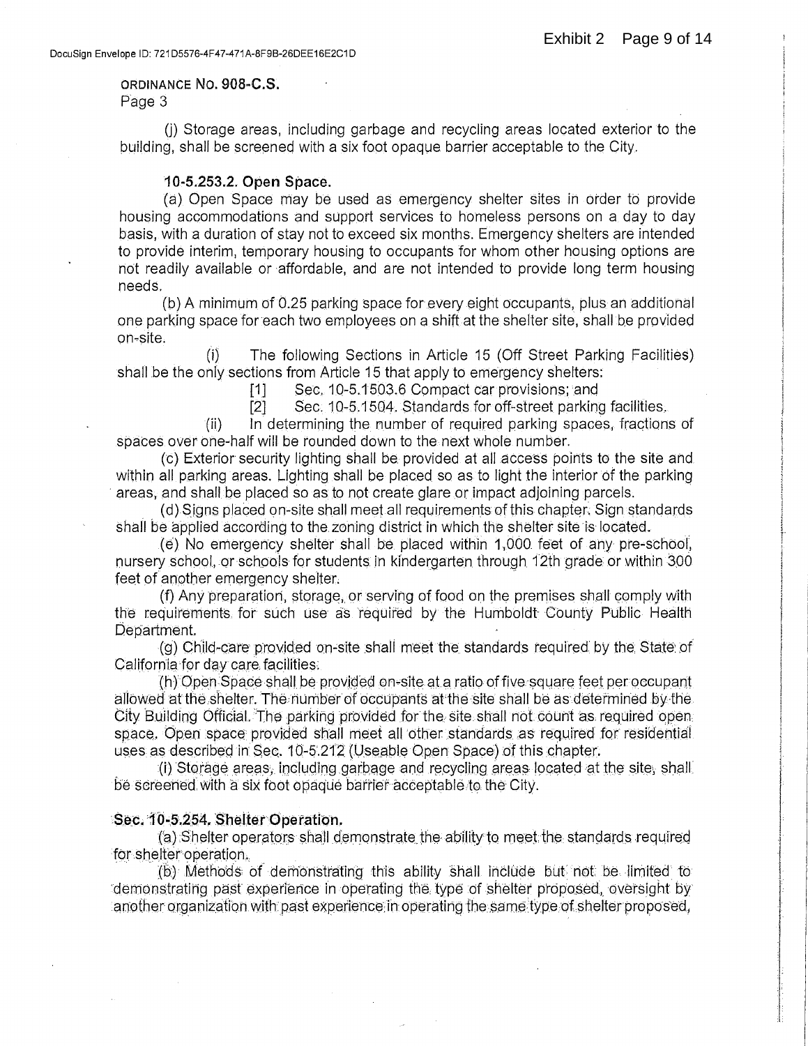ORDINANCE NO. 908-C.S.
Page 3

(j) Storage areas, including garbage and recycling areas located exterior to the building, shall be screened with a six foot opaque barrier acceptable to the City.

**10-5.253.2. Open Space.**

(a) Open Space may be used as emergency shelter sites in order to provide housing accommodations and support services to homeless persons on a day to day basis, with a duration of stay not to exceed six months. Emergency shelters are intended to provide interim, temporary housing to occupants for whom other housing options are not readily available or affordable, and are not intended to provide long term housing needs.

(b) A minimum of 0.25 parking space for every eight occupants, plus an additional one parking space for each two employees on a shift at the shelter site, shall be provided on-site.

(i) The following Sections in Article 15 (Off Street Parking Facilities) shall be the only sections from Article 15 that apply to emergency shelters:

[1] Sec. 10-5.1503.6 Compact car provisions; and

[2] Sec. 10-5.1504. Standards for off-street parking facilities.

(ii) In determining the number of required parking spaces, fractions of spaces over one-half will be rounded down to the next whole number.

(c) Exterior security lighting shall be provided at all access points to the site and within all parking areas. Lighting shall be placed so as to light the interior of the parking areas, and shall be placed so as to not create glare or impact adjoining parcels.

(d) Signs placed on-site shall meet all requirements of this chapter. Sign standards shall be applied according to the zoning district in which the shelter site is located.

(e) No emergency shelter shall be placed within 1,000 feet of any pre-school, nursery school, or schools for students in kindergarten through 12th grade or within 300 feet of another emergency shelter.

(f) Any preparation, storage, or serving of food on the premises shall comply with the requirements for such use as required by the Humboldt County Public Health Department.

(g) Child-care provided on-site shall meet the standards required by the State of California for day care facilities.

(h) Open Space shall be provided on-site at a ratio of five square feet per occupant allowed at the shelter. The number of occupants at the site shall be as determined by the City Building Official. The parking provided for the site shall not count as required open space. Open space provided shall meet all other standards as required for residential uses as described in Sec. 10-5.212 (Useable Open Space) of this chapter.

(i) Storage areas, including garbage and recycling areas located at the site, shall be screened with a six foot opaque barrier acceptable to the City.

**Sec. 10-5.254. Shelter Operation.**

(a) Shelter operators shall demonstrate the ability to meet the standards required for shelter operation.

(b) Methods of demonstrating this ability shall include but not be limited to demonstrating past experience in operating the type of shelter proposed, oversight by another organization with past experience in operating the same type of shelter proposed,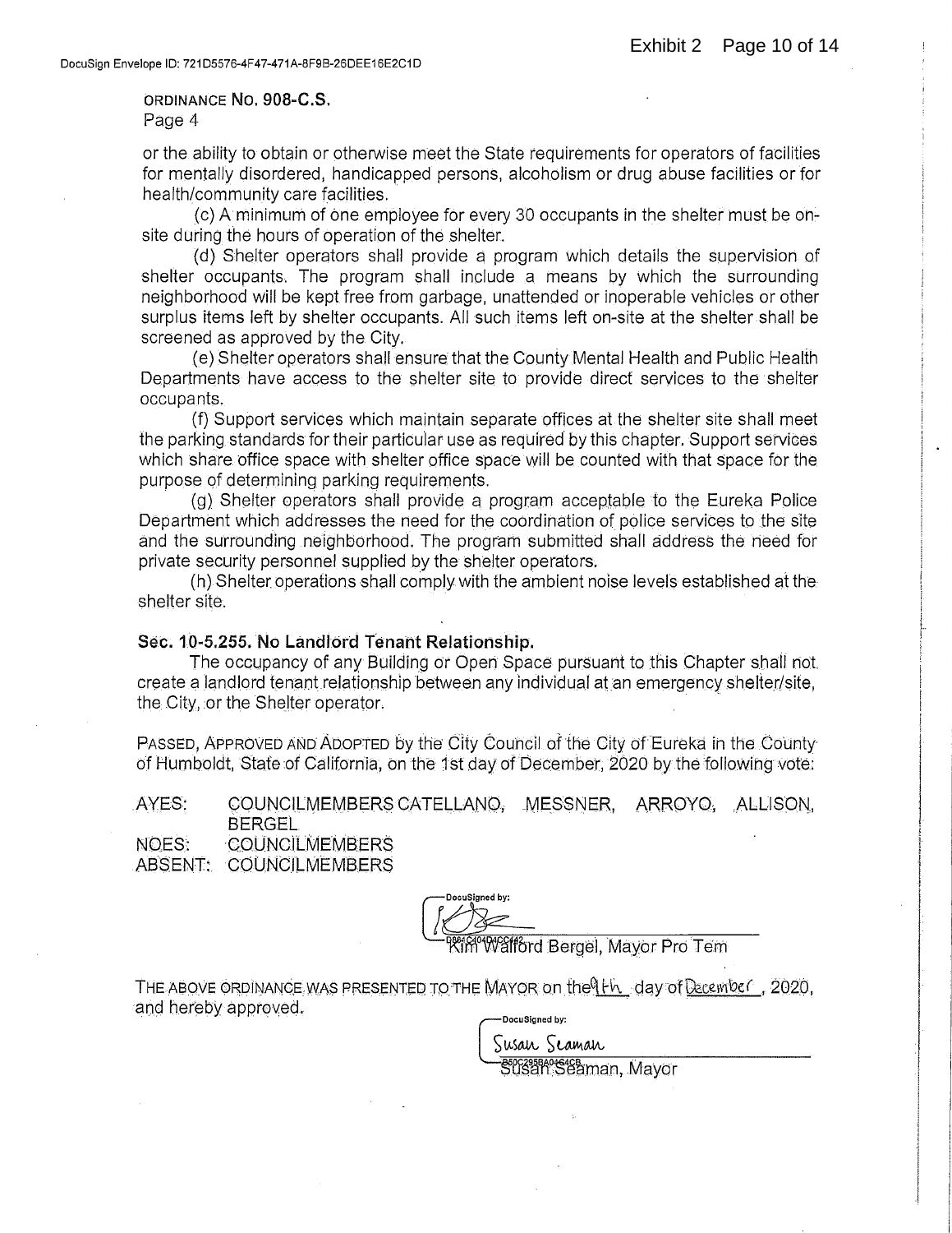ORDINANCE No. 908-C.S.
Page 4

or the ability to obtain or otherwise meet the State requirements for operators of facilities for mentally disordered, handicapped persons, alcoholism or drug abuse facilities or for health/community care facilities.

(c) A minimum of one employee for every 30 occupants in the shelter must be on-site during the hours of operation of the shelter.

(d) Shelter operators shall provide a program which details the supervision of shelter occupants. The program shall include a means by which the surrounding neighborhood will be kept free from garbage, unattended or inoperable vehicles or other surplus items left by shelter occupants. All such items left on-site at the shelter shall be screened as approved by the City.

(e) Shelter operators shall ensure that the County Mental Health and Public Health Departments have access to the shelter site to provide direct services to the shelter occupants.

(f) Support services which maintain separate offices at the shelter site shall meet the parking standards for their particular use as required by this chapter. Support services which share office space with shelter office space will be counted with that space for the purpose of determining parking requirements.

(g) Shelter operators shall provide a program acceptable to the Eureka Police Department which addresses the need for the coordination of police services to the site and the surrounding neighborhood. The program submitted shall address the need for private security personnel supplied by the shelter operators.

(h) Shelter operations shall comply with the ambient noise levels established at the shelter site.

**Sec. 10-5.255. No Landlord Tenant Relationship.**

The occupancy of any Building or Open Space pursuant to this Chapter shall not create a landlord tenant relationship between any individual at an emergency shelter/site, the City, or the Shelter operator.

PASSED, APPROVED AND ADOPTED by the City Council of the City of Eureka in the County of Humboldt, State of California, on the 1st day of December, 2020 by the following vote:

AYES: COUNCILMEMBERS CATELLANO, MESSNER, ARROYO, ALLISON, BERGEL
NOES: COUNCILMEMBERS
ABSENT: COUNCILMEMBERS

DocuSigned by:

Kim Walford Bergel, Mayor Pro Tem

THE ABOVE ORDINANCE WAS PRESENTED TO THE MAYOR on the 9th day of December, 2020, and hereby approved.

DocuSigned by:
Susan Seaman

Susan Seaman, Mayor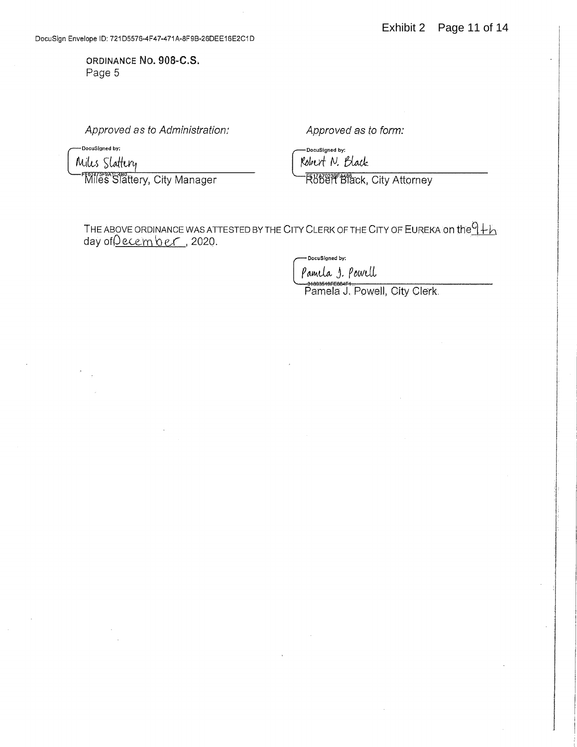**ORDINANCE No. 908-C.S.**
Page 5

| *Approved as to Administration:* | *Approved as to form:* |
| --- | --- |
| DocuSigned by: Miles Slattery | DocuSigned by: Robert N. Black |
| Miles Slattery, City Manager | Robert Black, City Attorney |

THE ABOVE ORDINANCE WAS ATTESTED BY THE CITY CLERK OF THE CITY OF EUREKA on the 9th day of December, 2020.

DocuSigned by: Pamela J. Powell

Pamela J. Powell, City Clerk.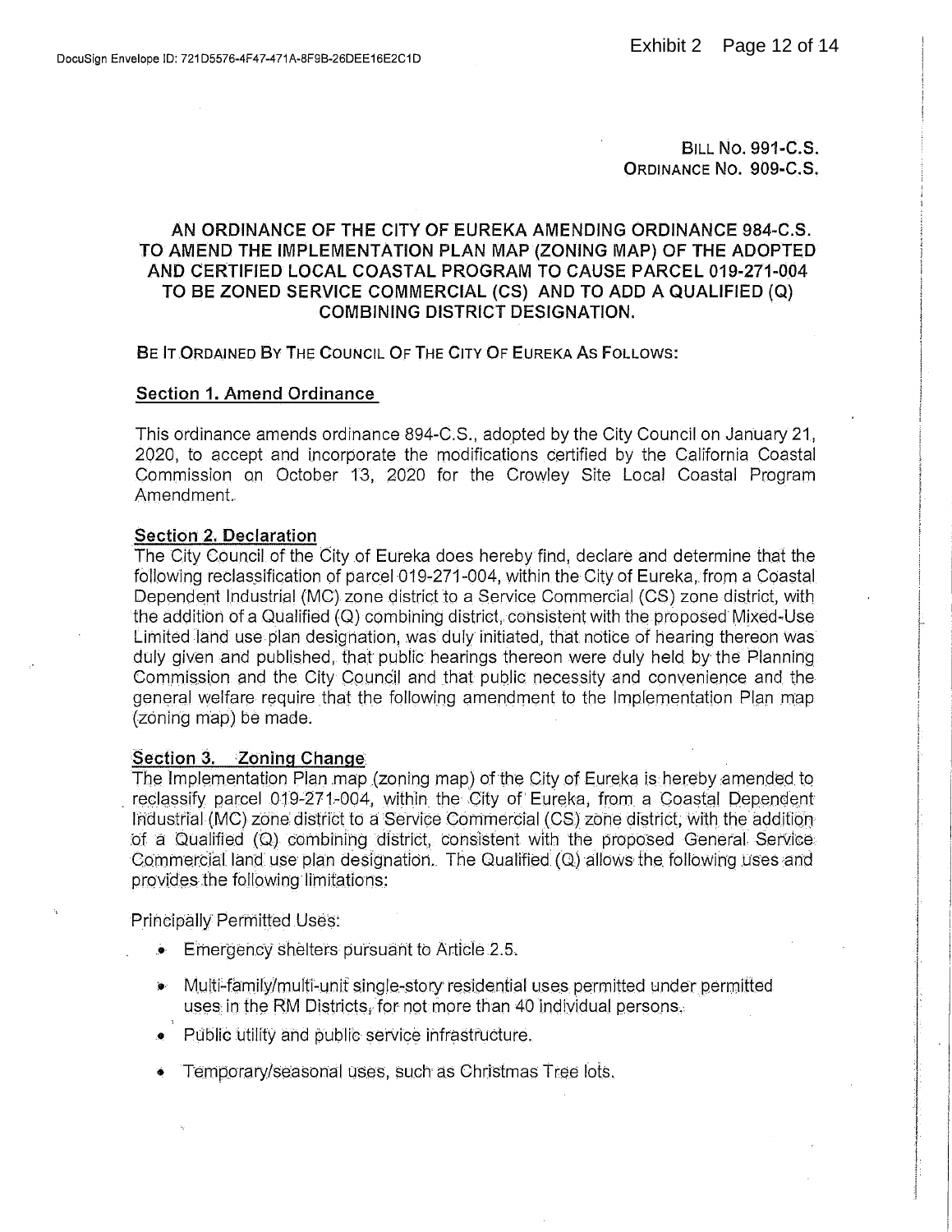BILL NO. 991-C.S.
ORDINANCE NO. 909-C.S.

## AN ORDINANCE OF THE CITY OF EUREKA AMENDING ORDINANCE 984-C.S. TO AMEND THE IMPLEMENTATION PLAN MAP (ZONING MAP) OF THE ADOPTED AND CERTIFIED LOCAL COASTAL PROGRAM TO CAUSE PARCEL 019-271-004 TO BE ZONED SERVICE COMMERCIAL (CS) AND TO ADD A QUALIFIED (Q) COMBINING DISTRICT DESIGNATION.

BE IT ORDAINED BY THE COUNCIL OF THE CITY OF EUREKA AS FOLLOWS:

### Section 1. Amend Ordinance

This ordinance amends ordinance 894-C.S., adopted by the City Council on January 21, 2020, to accept and incorporate the modifications certified by the California Coastal Commission on October 13, 2020 for the Crowley Site Local Coastal Program Amendment.

### Section 2. Declaration

The City Council of the City of Eureka does hereby find, declare and determine that the following reclassification of parcel 019-271-004, within the City of Eureka, from a Coastal Dependent Industrial (MC) zone district to a Service Commercial (CS) zone district, with the addition of a Qualified (Q) combining district, consistent with the proposed Mixed-Use Limited land use plan designation, was duly initiated, that notice of hearing thereon was duly given and published, that public hearings thereon were duly held by the Planning Commission and the City Council and that public necessity and convenience and the general welfare require that the following amendment to the Implementation Plan map (zoning map) be made.

### Section 3. Zoning Change

The Implementation Plan map (zoning map) of the City of Eureka is hereby amended to reclassify parcel 019-271-004, within the City of Eureka, from a Coastal Dependent Industrial (MC) zone district to a Service Commercial (CS) zone district, with the addition of a Qualified (Q) combining district, consistent with the proposed General Service Commercial land use plan designation. The Qualified (Q) allows the following uses and provides the following limitations:

Principally Permitted Uses:

- Emergency shelters pursuant to Article 2.5.
- Multi-family/multi-unit single-story residential uses permitted under permitted uses in the RM Districts, for not more than 40 individual persons.
- Public utility and public service infrastructure.
- Temporary/seasonal uses, such as Christmas Tree lots.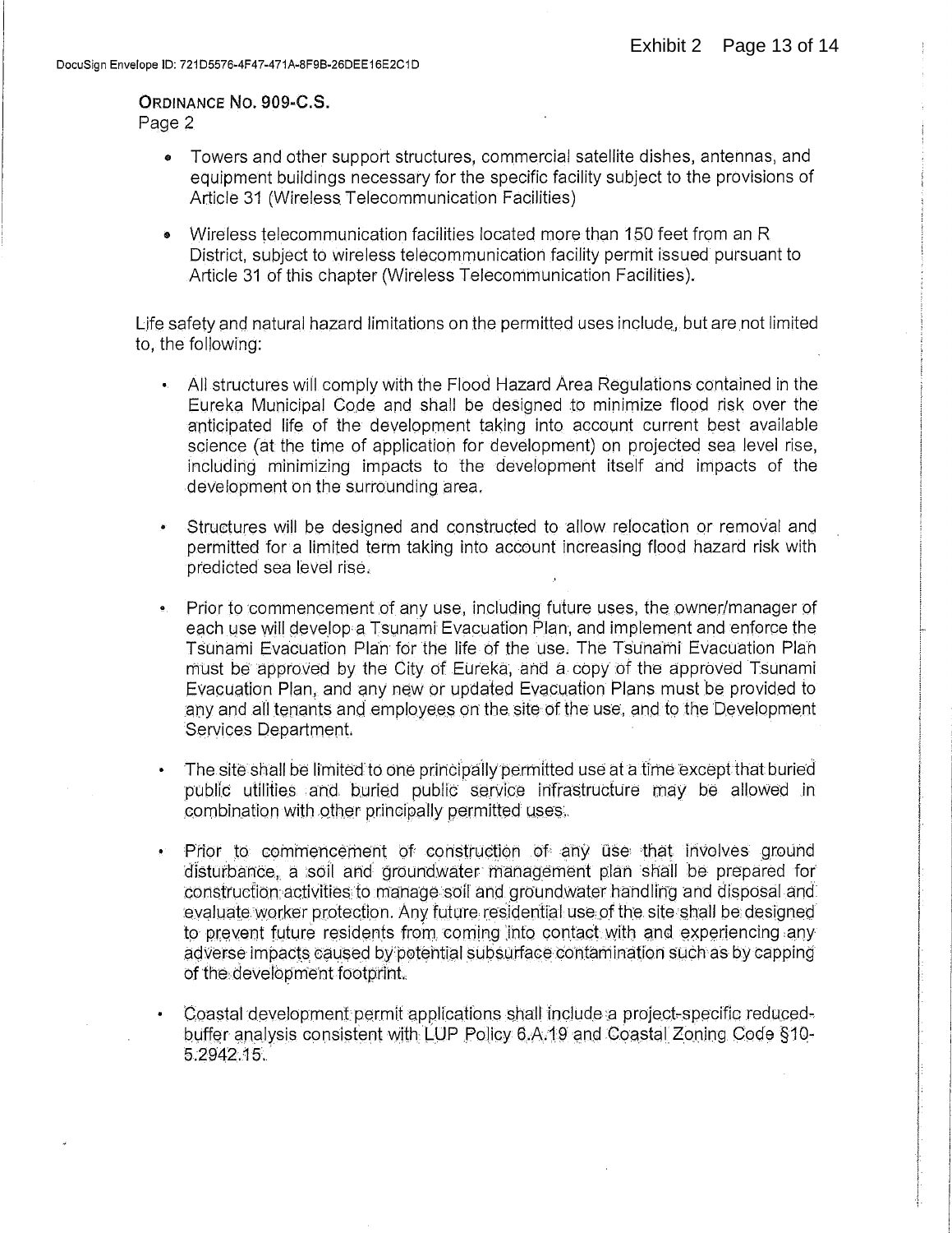**ORDINANCE NO. 909-C.S.**
Page 2

- Towers and other support structures, commercial satellite dishes, antennas, and equipment buildings necessary for the specific facility subject to the provisions of Article 31 (Wireless Telecommunication Facilities)
- Wireless telecommunication facilities located more than 150 feet from an R District, subject to wireless telecommunication facility permit issued pursuant to Article 31 of this chapter (Wireless Telecommunication Facilities).

Life safety and natural hazard limitations on the permitted uses include, but are not limited to, the following:

- All structures will comply with the Flood Hazard Area Regulations contained in the Eureka Municipal Code and shall be designed to minimize flood risk over the anticipated life of the development taking into account current best available science (at the time of application for development) on projected sea level rise, including minimizing impacts to the development itself and impacts of the development on the surrounding area.
- Structures will be designed and constructed to allow relocation or removal and permitted for a limited term taking into account increasing flood hazard risk with predicted sea level rise.
- Prior to commencement of any use, including future uses, the owner/manager of each use will develop a Tsunami Evacuation Plan, and implement and enforce the Tsunami Evacuation Plan for the life of the use. The Tsunami Evacuation Plan must be approved by the City of Eureka, and a copy of the approved Tsunami Evacuation Plan, and any new or updated Evacuation Plans must be provided to any and all tenants and employees on the site of the use, and to the Development Services Department.
- The site shall be limited to one principally permitted use at a time except that buried public utilities and buried public service infrastructure may be allowed in combination with other principally permitted uses.
- Prior to commencement of construction of any use that involves ground disturbance, a soil and groundwater management plan shall be prepared for construction activities to manage soil and groundwater handling and disposal and evaluate worker protection. Any future residential use of the site shall be designed to prevent future residents from coming into contact with and experiencing any adverse impacts caused by potential subsurface contamination such as by capping of the development footprint.
- Coastal development permit applications shall include a project-specific reduced-buffer analysis consistent with LUP Policy 6.A.19 and Coastal Zoning Code §10-5.2942.15.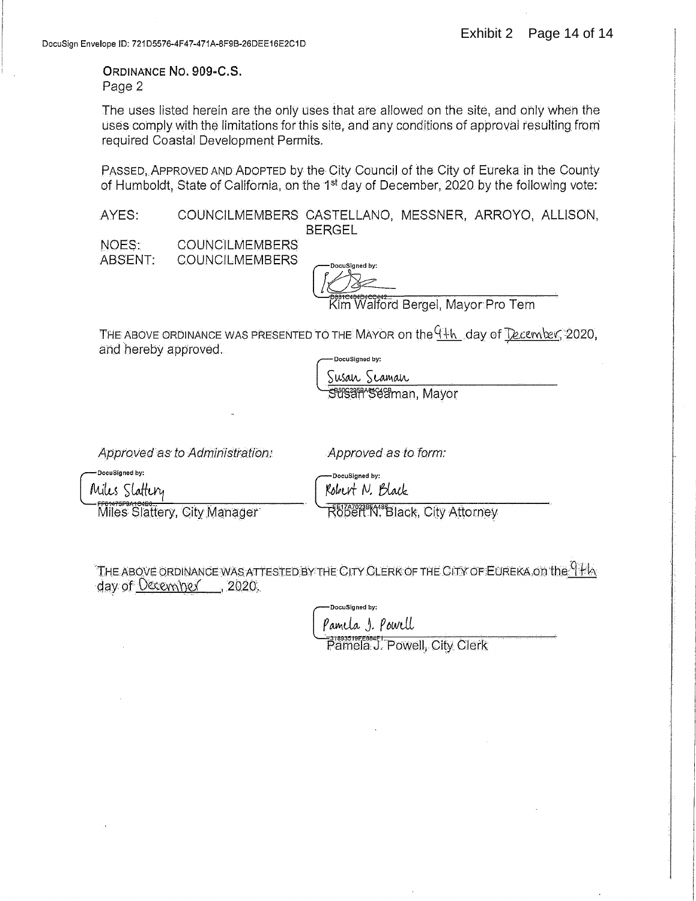**ORDINANCE NO. 909-C.S.**
Page 2

The uses listed herein are the only uses that are allowed on the site, and only when the uses comply with the limitations for this site, and any conditions of approval resulting from required Coastal Development Permits.

PASSED, APPROVED AND ADOPTED by the City Council of the City of Eureka in the County of Humboldt, State of California, on the 1st day of December, 2020 by the following vote:

AYES: COUNCILMEMBERS CASTELLANO, MESSNER, ARROYO, ALLISON, BERGEL
NOES: COUNCILMEMBERS
ABSENT: COUNCILMEMBERS

DocuSigned by:
D981C404D4CC442...
Kim Walford Bergel, Mayor Pro Tem

THE ABOVE ORDINANCE WAS PRESENTED TO THE MAYOR on the 9th day of December, 2020, and hereby approved.

DocuSigned by:
Susan Seaman
Susan Seaman, Mayor

*Approved as to Administration:*

DocuSigned by:
Miles Slattery
Miles Slattery, City Manager

*Approved as to form:*

DocuSigned by:
Robert N. Black
Robert N. Black, City Attorney

THE ABOVE ORDINANCE WAS ATTESTED BY THE CITY CLERK OF THE CITY OF EUREKA on the 9th day of December, 2020.

DocuSigned by:
Pamela J. Powell
Pamela J. Powell, City Clerk